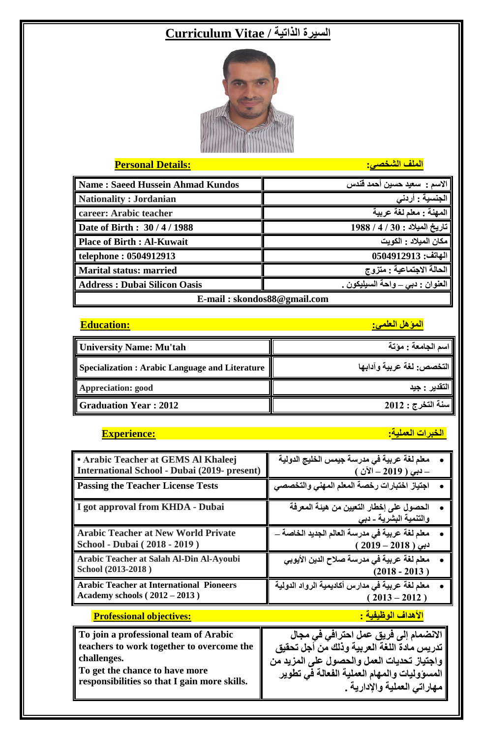# Curriculum Vitae / السيرة الذاتية

**Personal Details:** **الملف الشخصي:**

| | |
|---|---|
| Name : Saeed Hussein Ahmad Kundos | الاسم : سعيد حسين أحمد قندس |
| Nationality : Jordanian | الجنسية : أردني |
| career: Arabic teacher | المهنة : معلم لغة عربية |
| Date of Birth : 30 / 4 / 1988 | تاريخ الميلاد : 30 / 4 / 1988 |
| Place of Birth : Al-Kuwait | مكان الميلاد : الكويت |
| telephone : 0504912913 | الهاتف: 0504912913 |
| Marital status: married | الحالة الاجتماعية : متزوج |
| Address : Dubai Silicon Oasis | العنوان : دبي – واحة السيليكون . |
| E-mail : skondos88@gmail.com | |

**Education:** **المؤهل العلمي:**

| | |
|---|---|
| University Name: Mu'tah | اسم الجامعة : مؤتة |
| Specialization : Arabic Language and Literature | التخصص: لغة عربية وآدابها |
| Appreciation: good | التقدير : جيد |
| Graduation Year : 2012 | سنة التخرج : 2012 |

**Experience:** **الخبرات العملية:**

| | |
|---|---|
| • Arabic Teacher at GEMS Al Khaleej International School - Dubai (2019- present) | • معلم لغة عربية في مدرسة جيمس الخليج الدولية – دبي ( 2019 – الآن ) |
| Passing the Teacher License Tests | • اجتياز اختبارات رخصة المعلم المهني والتخصصي |
| I got approval from KHDA - Dubai | • الحصول على إخطار التعيين من هيئة المعرفة والتنمية البشرية - دبي |
| Arabic Teacher at New World Private School - Dubai ( 2018 - 2019 ) | • معلم لغة عربية في مدرسة العالم الجديد الخاصة – دبي ( 2018 – 2019 ) |
| Arabic Teacher at Salah Al-Din Al-Ayoubi School (2013-2018 ) | • معلم لغة عربية في مدرسة صلاح الدين الأيوبي (2013 - 2018 ) |
| Arabic Teacher at International Pioneers Academy schools ( 2012 – 2013 ) | • معلم لغة عربية في مدارس أكاديمية الرواد الدولية ( 2012 – 2013 ) |

**Professional objectives:** **الأهداف الوظيفية :**

| | |
|---|---|
| To join a professional team of Arabic teachers to work together to overcome the challenges. To get the chance to have more responsibilities so that I gain more skills. | الانضمام إلى فريق عمل احترافي في مجال تدريس مادة اللغة العربية وذلك من أجل تحقيق واجتياز تحديات العمل والحصول على المزيد من المسؤوليات والمهام العملية الفعالة في تطوير مهاراتي العملية والإدارية . |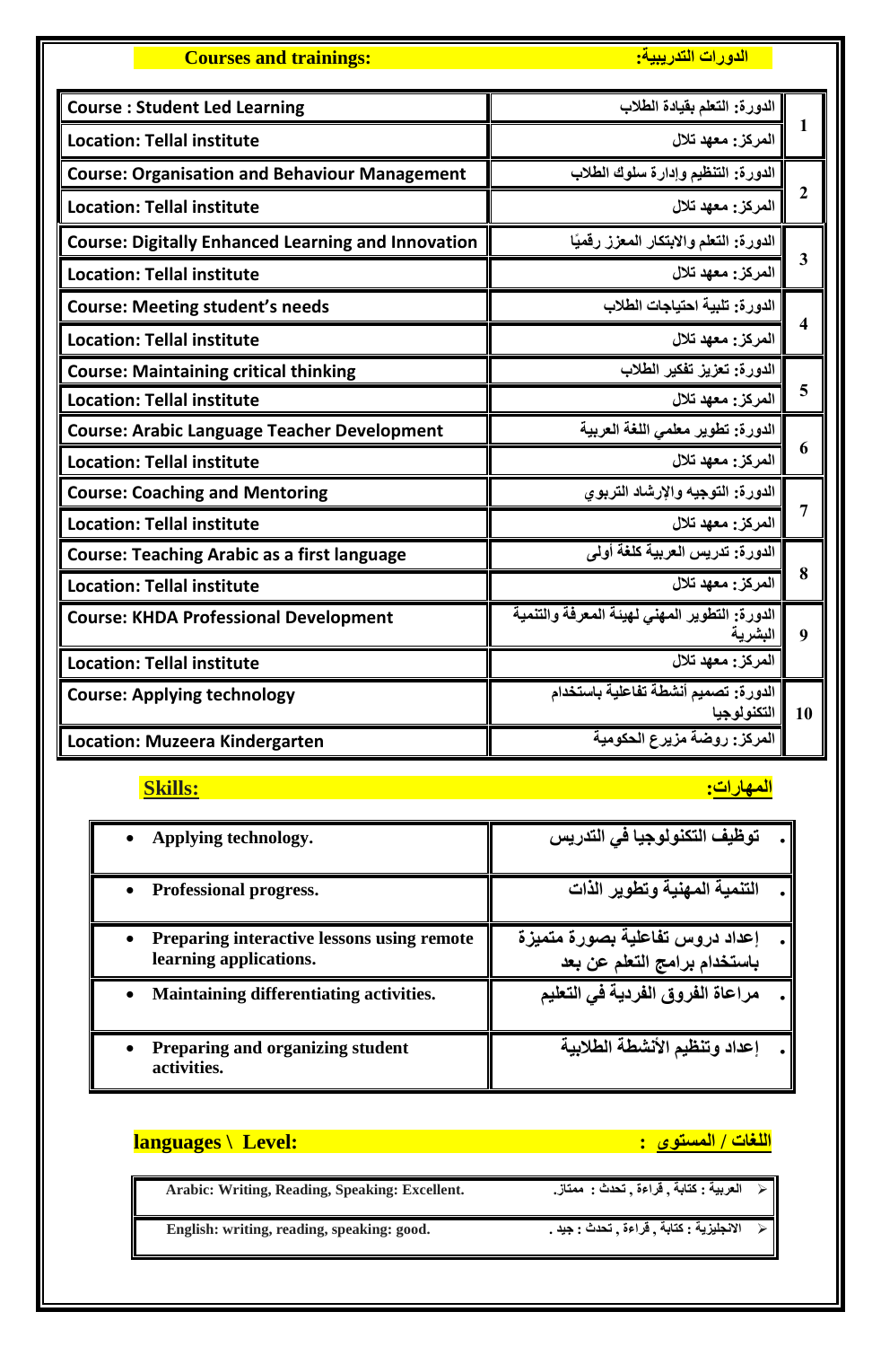**Courses and trainings:** | **الدورات التدريبية:**

| | | |
|---|---|---|
| Course : Student Led Learning | الدورة: التعلم بقيادة الطلاب | 1 |
| Location: Tellal institute | المركز: معهد تلال | |
| Course: Organisation and Behaviour Management | الدورة: التنظيم وإدارة سلوك الطلاب | 2 |
| Location: Tellal institute | المركز: معهد تلال | |
| Course: Digitally Enhanced Learning and Innovation | الدورة: التعلم والابتكار المعزز رقميًا | 3 |
| Location: Tellal institute | المركز: معهد تلال | |
| Course: Meeting student's needs | الدورة: تلبية احتياجات الطلاب | 4 |
| Location: Tellal institute | المركز: معهد تلال | |
| Course: Maintaining critical thinking | الدورة: تعزيز تفكير الطلاب | 5 |
| Location: Tellal institute | المركز: معهد تلال | |
| Course: Arabic Language Teacher Development | الدورة: تطوير معلمي اللغة العربية | 6 |
| Location: Tellal institute | المركز: معهد تلال | |
| Course: Coaching and Mentoring | الدورة: التوجيه والإرشاد التربوي | 7 |
| Location: Tellal institute | المركز: معهد تلال | |
| Course: Teaching Arabic as a first language | الدورة: تدريس العربية كلغة أولى | 8 |
| Location: Tellal institute | المركز: معهد تلال | |
| Course: KHDA Professional Development | الدورة: التطوير المهني لهيئة المعرفة والتنمية البشرية | 9 |
| Location: Tellal institute | المركز: معهد تلال | |
| Course: Applying technology | الدورة: تصميم أنشطة تفاعلية باستخدام التكنولوجيا | 10 |
| Location: Muzeera Kindergarten | المركز: روضة مزيرع الحكومية | |

**Skills:** | **المهارات:**

| | |
|---|---|
| • Applying technology. | • توظيف التكنولوجيا في التدريس |
| • Professional progress. | • التنمية المهنية وتطوير الذات |
| • Preparing interactive lessons using remote learning applications. | • إعداد دروس تفاعلية بصورة متميزة باستخدام برامج التعلم عن بعد |
| • Maintaining differentiating activities. | • مراعاة الفروق الفردية في التعليم |
| • Preparing and organizing student activities. | • إعداد وتنظيم الأنشطة الطلابية |

**languages \ Level:** | **اللغات / المستوى :**

| | |
|---|---|
| Arabic: Writing, Reading, Speaking: Excellent. | ➢ العربية : كتابة , قراءة , تحدث : ممتاز. |
| English: writing, reading, speaking: good. | ➢ الانجليزية : كتابة , قراءة , تحدث : جيد . |